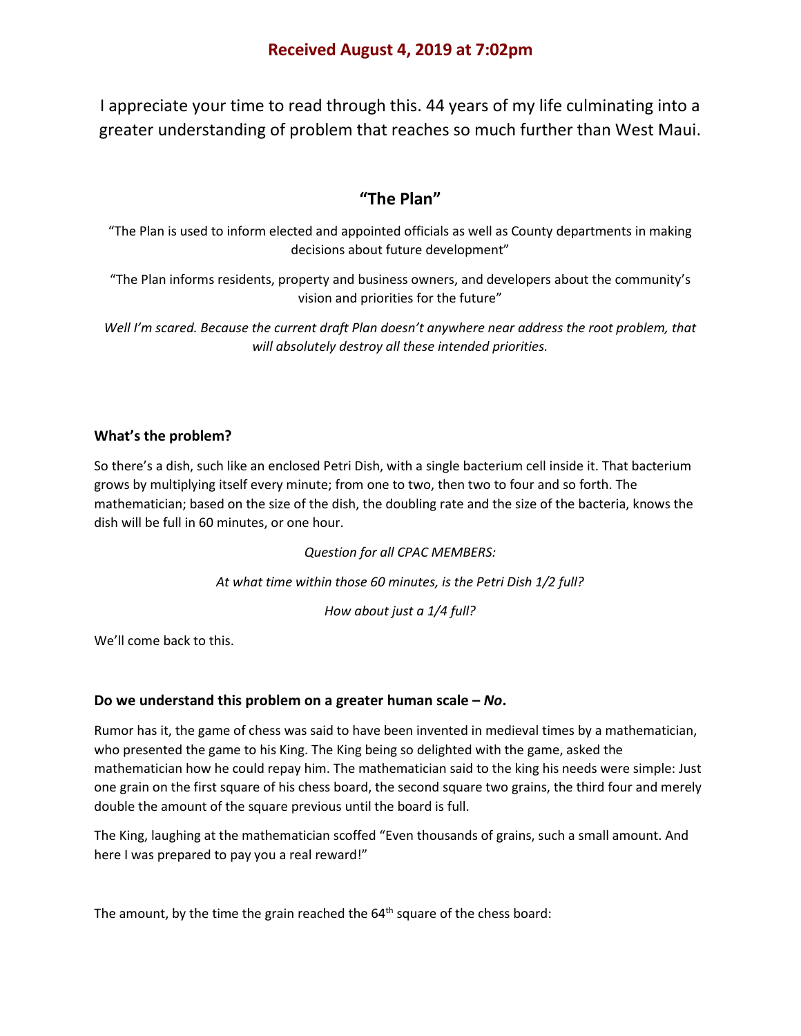**Received August 4, 2019 at 7:02pm**

I appreciate your time to read through this. 44 years of my life culminating into a greater understanding of problem that reaches so much further than West Maui.

## "The Plan"

"The Plan is used to inform elected and appointed officials as well as County departments in making decisions about future development"

"The Plan informs residents, property and business owners, and developers about the community's vision and priorities for the future"

*Well I'm scared. Because the current draft Plan doesn't anywhere near address the root problem, that will absolutely destroy all these intended priorities.*

### What's the problem?

So there's a dish, such like an enclosed Petri Dish, with a single bacterium cell inside it. That bacterium grows by multiplying itself every minute; from one to two, then two to four and so forth. The mathematician; based on the size of the dish, the doubling rate and the size of the bacteria, knows the dish will be full in 60 minutes, or one hour.

*Question for all CPAC MEMBERS:*

*At what time within those 60 minutes, is the Petri Dish 1/2 full?*

*How about just a 1/4 full?*

We'll come back to this.

### Do we understand this problem on a greater human scale – *No*.

Rumor has it, the game of chess was said to have been invented in medieval times by a mathematician, who presented the game to his King. The King being so delighted with the game, asked the mathematician how he could repay him. The mathematician said to the king his needs were simple: Just one grain on the first square of his chess board, the second square two grains, the third four and merely double the amount of the square previous until the board is full.

The King, laughing at the mathematician scoffed "Even thousands of grains, such a small amount. And here I was prepared to pay you a real reward!"

The amount, by the time the grain reached the 64th square of the chess board: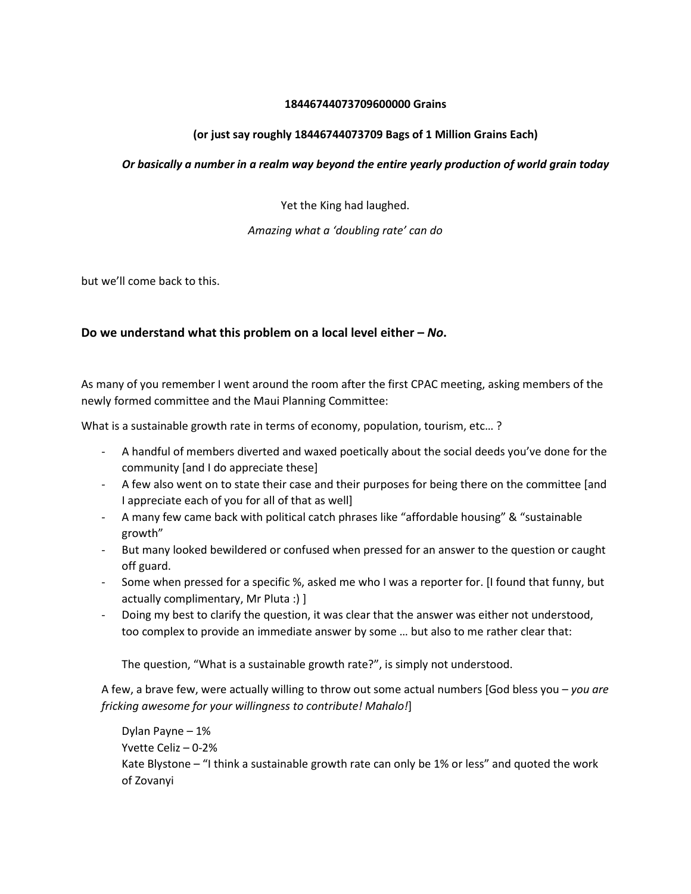**18446744073709600000 Grains**

**(or just say roughly 18446744073709 Bags of 1 Million Grains Each)**

***Or basically a number in a realm way beyond the entire yearly production of world grain today***

Yet the King had laughed.

*Amazing what a 'doubling rate' can do*

but we'll come back to this.

### Do we understand what this problem on a local level either – *No*.

As many of you remember I went around the room after the first CPAC meeting, asking members of the newly formed committee and the Maui Planning Committee:

What is a sustainable growth rate in terms of economy, population, tourism, etc… ?

- A handful of members diverted and waxed poetically about the social deeds you've done for the community [and I do appreciate these]
- A few also went on to state their case and their purposes for being there on the committee [and I appreciate each of you for all of that as well]
- A many few came back with political catch phrases like "affordable housing" & "sustainable growth"
- But many looked bewildered or confused when pressed for an answer to the question or caught off guard.
- Some when pressed for a specific %, asked me who I was a reporter for. [I found that funny, but actually complimentary, Mr Pluta :) ]
- Doing my best to clarify the question, it was clear that the answer was either not understood, too complex to provide an immediate answer by some … but also to me rather clear that:

  The question, "What is a sustainable growth rate?", is simply not understood.

A few, a brave few, were actually willing to throw out some actual numbers [God bless you – *you are fricking awesome for your willingness to contribute! Mahalo!*]

Dylan Payne – 1%
Yvette Celiz – 0-2%
Kate Blystone – "I think a sustainable growth rate can only be 1% or less" and quoted the work of Zovanyi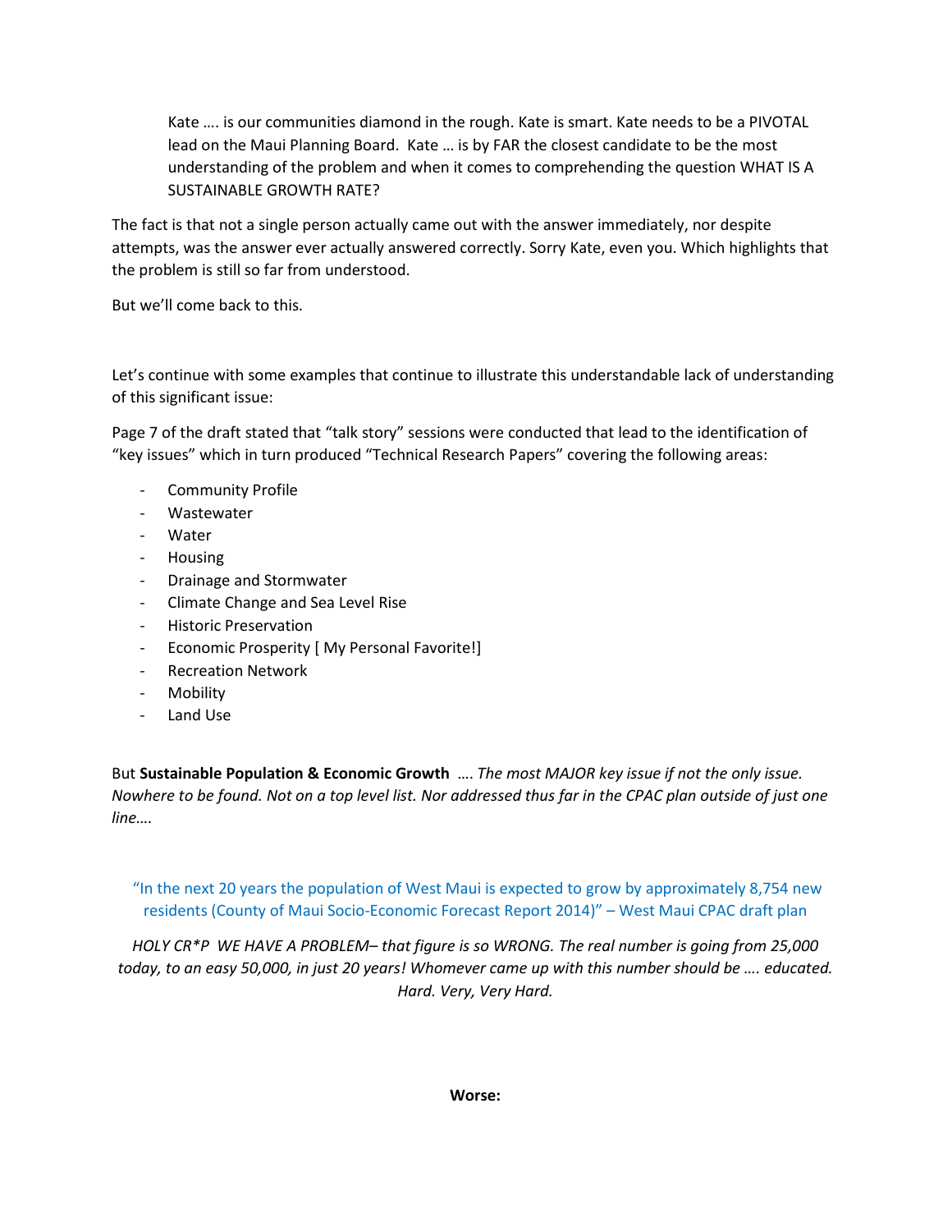> Kate …. is our communities diamond in the rough. Kate is smart. Kate needs to be a PIVOTAL lead on the Maui Planning Board. Kate … is by FAR the closest candidate to be the most understanding of the problem and when it comes to comprehending the question WHAT IS A SUSTAINABLE GROWTH RATE?

The fact is that not a single person actually came out with the answer immediately, nor despite attempts, was the answer ever actually answered correctly. Sorry Kate, even you. Which highlights that the problem is still so far from understood.

But we'll come back to this.

Let's continue with some examples that continue to illustrate this understandable lack of understanding of this significant issue:

Page 7 of the draft stated that "talk story" sessions were conducted that lead to the identification of "key issues" which in turn produced "Technical Research Papers" covering the following areas:

- Community Profile
- Wastewater
- Water
- Housing
- Drainage and Stormwater
- Climate Change and Sea Level Rise
- Historic Preservation
- Economic Prosperity [ My Personal Favorite!]
- Recreation Network
- Mobility
- Land Use

But **Sustainable Population & Economic Growth** …. *The most MAJOR key issue if not the only issue. Nowhere to be found. Not on a top level list. Nor addressed thus far in the CPAC plan outside of just one line….*

> "In the next 20 years the population of West Maui is expected to grow by approximately 8,754 new residents (County of Maui Socio-Economic Forecast Report 2014)" – West Maui CPAC draft plan

*HOLY CR*P WE HAVE A PROBLEM– that figure is so WRONG. The real number is going from 25,000 today, to an easy 50,000, in just 20 years! Whomever came up with this number should be …. educated. Hard. Very, Very Hard.*

**Worse:**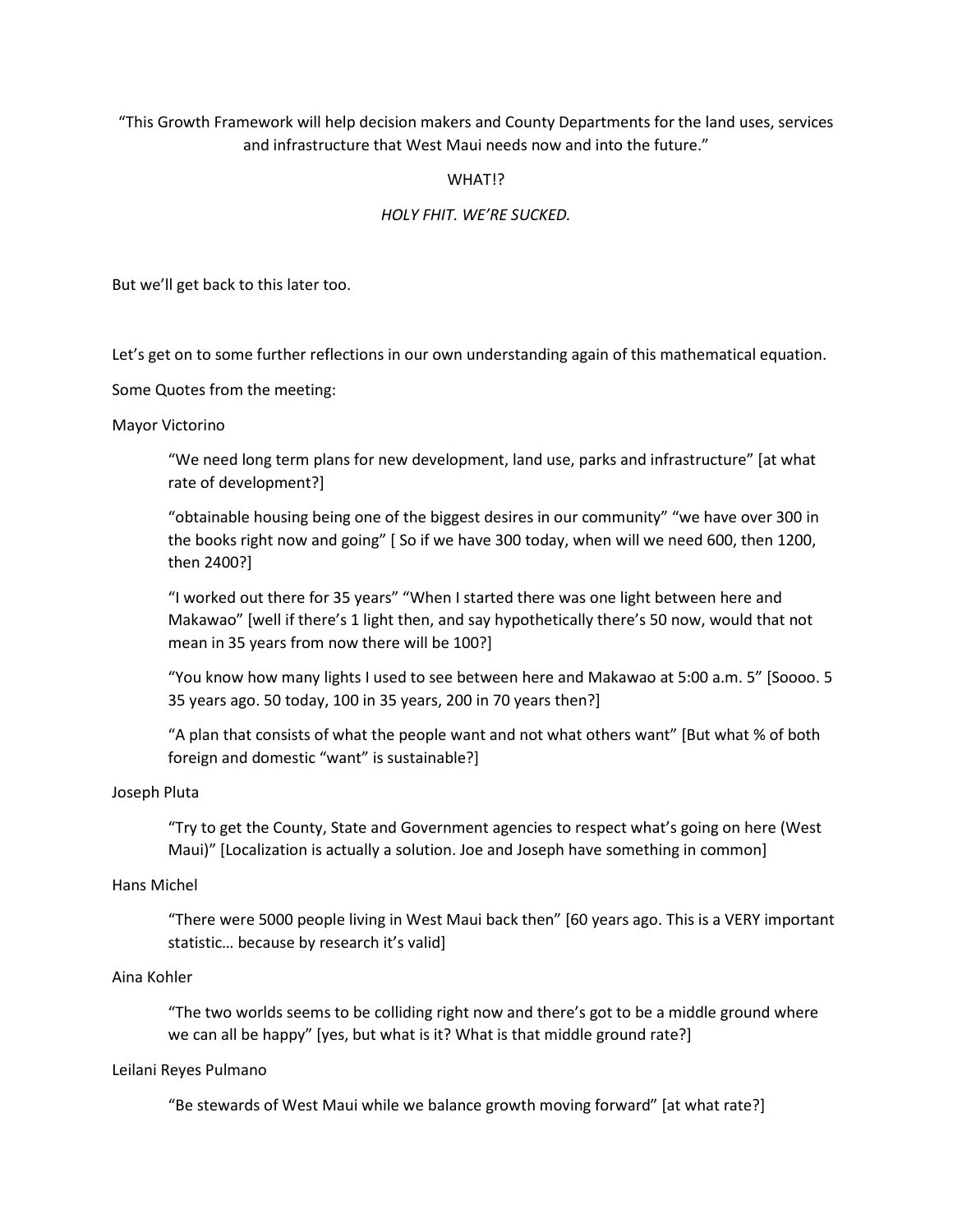"This Growth Framework will help decision makers and County Departments for the land uses, services and infrastructure that West Maui needs now and into the future."

WHAT!?

*HOLY FHIT. WE'RE SUCKED.*

But we'll get back to this later too.

Let's get on to some further reflections in our own understanding again of this mathematical equation.

Some Quotes from the meeting:

Mayor Victorino

> "We need long term plans for new development, land use, parks and infrastructure" [at what rate of development?]
>
> "obtainable housing being one of the biggest desires in our community" "we have over 300 in the books right now and going" [ So if we have 300 today, when will we need 600, then 1200, then 2400?]
>
> "I worked out there for 35 years" "When I started there was one light between here and Makawao" [well if there's 1 light then, and say hypothetically there's 50 now, would that not mean in 35 years from now there will be 100?]
>
> "You know how many lights I used to see between here and Makawao at 5:00 a.m. 5" [Soooo. 5 35 years ago. 50 today, 100 in 35 years, 200 in 70 years then?]
>
> "A plan that consists of what the people want and not what others want" [But what % of both foreign and domestic "want" is sustainable?]

Joseph Pluta

> "Try to get the County, State and Government agencies to respect what's going on here (West Maui)" [Localization is actually a solution. Joe and Joseph have something in common]

Hans Michel

> "There were 5000 people living in West Maui back then" [60 years ago. This is a VERY important statistic… because by research it's valid]

Aina Kohler

> "The two worlds seems to be colliding right now and there's got to be a middle ground where we can all be happy" [yes, but what is it? What is that middle ground rate?]

Leilani Reyes Pulmano

> "Be stewards of West Maui while we balance growth moving forward" [at what rate?]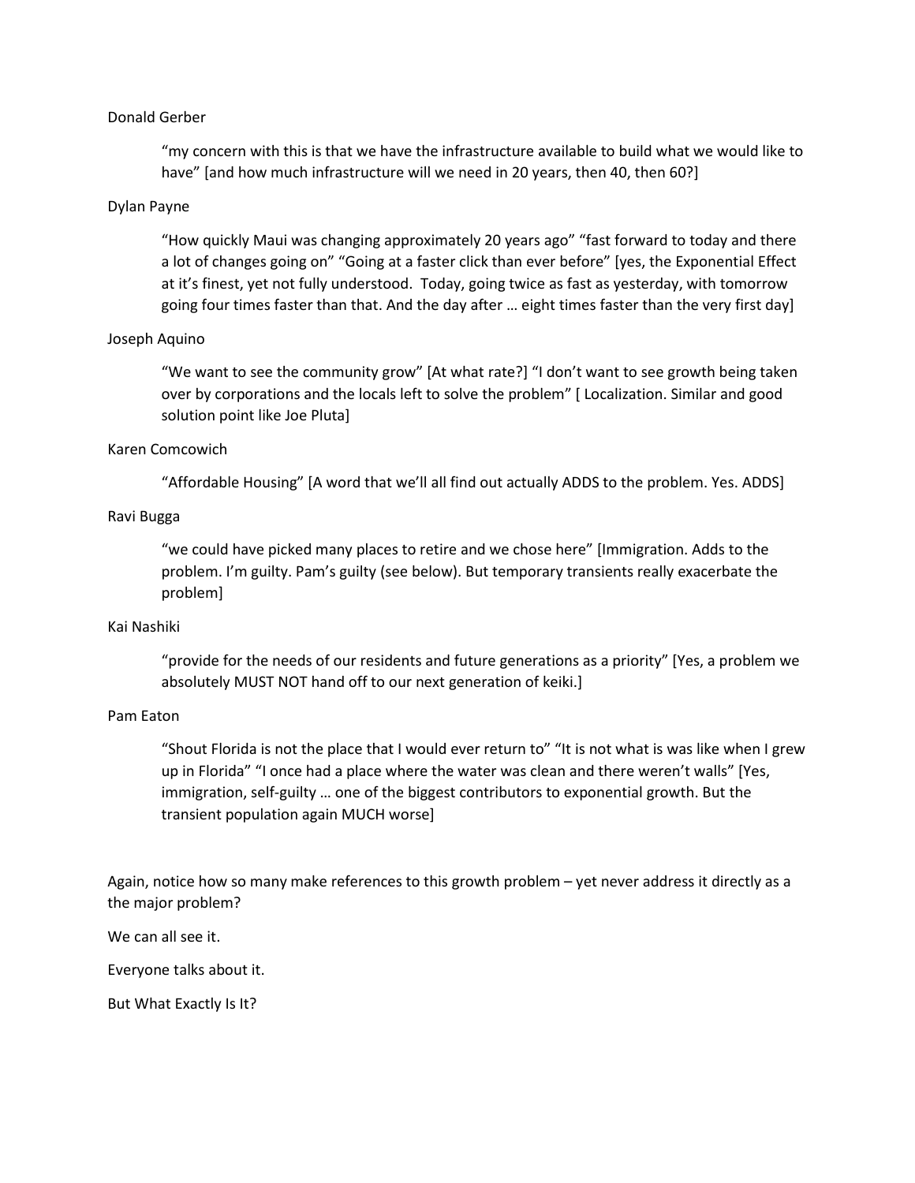Donald Gerber

> “my concern with this is that we have the infrastructure available to build what we would like to have” [and how much infrastructure will we need in 20 years, then 40, then 60?]

Dylan Payne

> “How quickly Maui was changing approximately 20 years ago” “fast forward to today and there a lot of changes going on” “Going at a faster click than ever before” [yes, the Exponential Effect at it’s finest, yet not fully understood. Today, going twice as fast as yesterday, with tomorrow going four times faster than that. And the day after … eight times faster than the very first day]

Joseph Aquino

> “We want to see the community grow” [At what rate?] “I don’t want to see growth being taken over by corporations and the locals left to solve the problem” [ Localization. Similar and good solution point like Joe Pluta]

Karen Comcowich

> “Affordable Housing” [A word that we’ll all find out actually ADDS to the problem. Yes. ADDS]

Ravi Bugga

> “we could have picked many places to retire and we chose here” [Immigration. Adds to the problem. I’m guilty. Pam’s guilty (see below). But temporary transients really exacerbate the problem]

Kai Nashiki

> “provide for the needs of our residents and future generations as a priority” [Yes, a problem we absolutely MUST NOT hand off to our next generation of keiki.]

Pam Eaton

> “Shout Florida is not the place that I would ever return to” “It is not what is was like when I grew up in Florida” “I once had a place where the water was clean and there weren’t walls” [Yes, immigration, self-guilty … one of the biggest contributors to exponential growth. But the transient population again MUCH worse]

Again, notice how so many make references to this growth problem – yet never address it directly as a the major problem?

We can all see it.

Everyone talks about it.

But What Exactly Is It?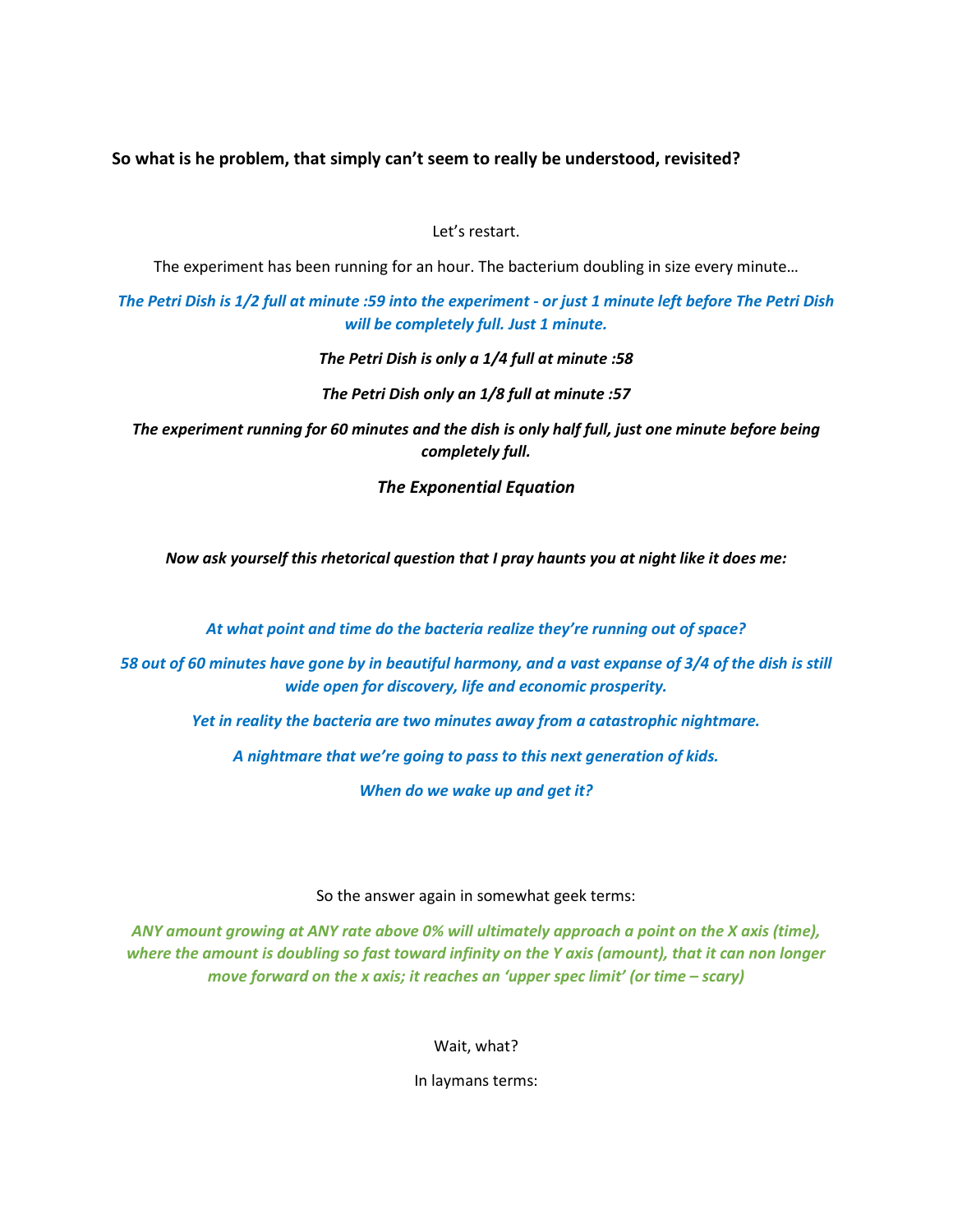**So what is he problem, that simply can't seem to really be understood, revisited?**

Let's restart.

The experiment has been running for an hour. The bacterium doubling in size every minute…

***The Petri Dish is 1/2 full at minute :59 into the experiment - or just 1 minute left before The Petri Dish will be completely full. Just 1 minute.***

***The Petri Dish is only a 1/4 full at minute :58***

***The Petri Dish only an 1/8 full at minute :57***

***The experiment running for 60 minutes and the dish is only half full, just one minute before being completely full.***

***The Exponential Equation***

***Now ask yourself this rhetorical question that I pray haunts you at night like it does me:***

***At what point and time do the bacteria realize they're running out of space?***

***58 out of 60 minutes have gone by in beautiful harmony, and a vast expanse of 3/4 of the dish is still wide open for discovery, life and economic prosperity.***

***Yet in reality the bacteria are two minutes away from a catastrophic nightmare.***

***A nightmare that we're going to pass to this next generation of kids.***

***When do we wake up and get it?***

So the answer again in somewhat geek terms:

***ANY amount growing at ANY rate above 0% will ultimately approach a point on the X axis (time), where the amount is doubling so fast toward infinity on the Y axis (amount), that it can non longer move forward on the x axis; it reaches an 'upper spec limit' (or time – scary)***

Wait, what?

In laymans terms: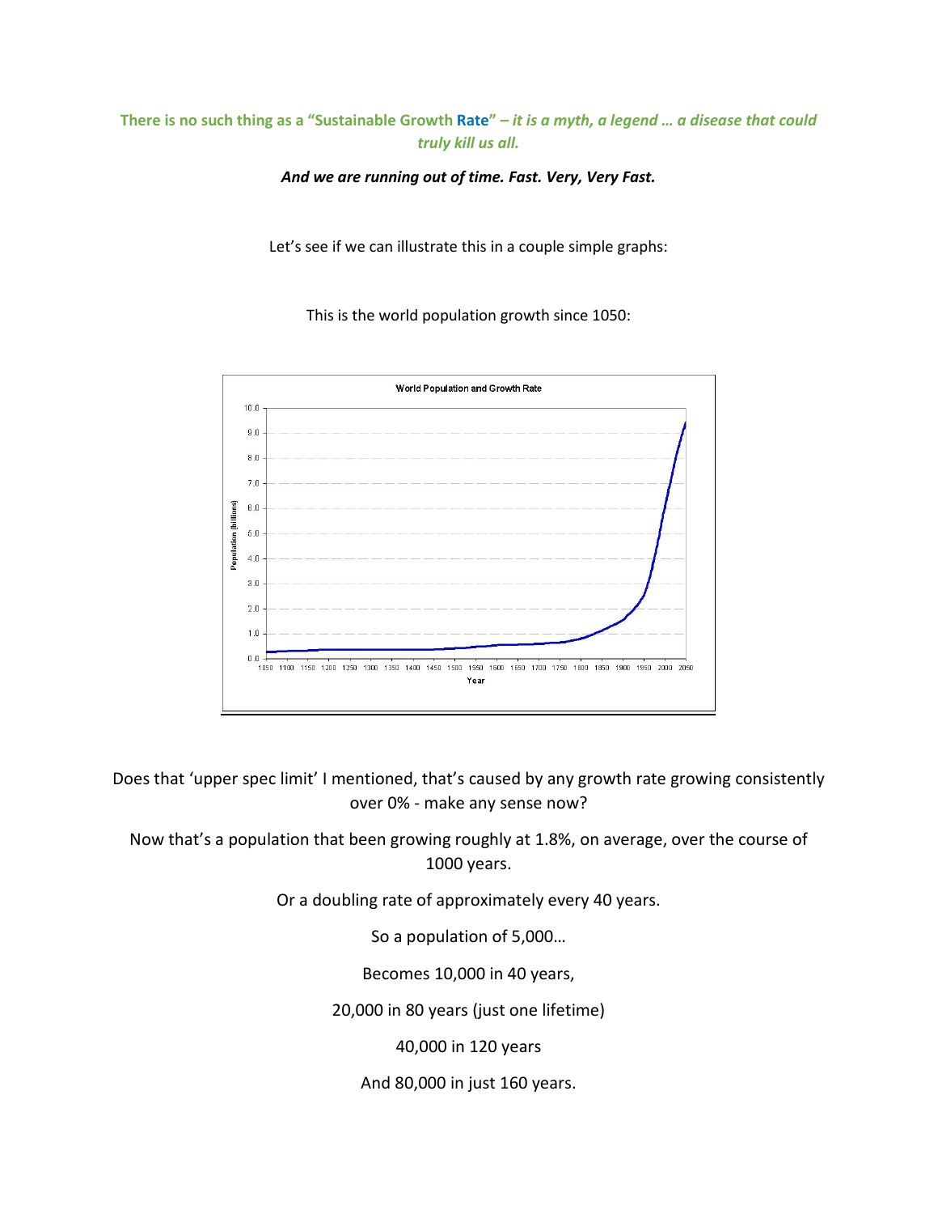**There is no such thing as a "Sustainable Growth Rate" *– it is a myth, a legend … a disease that could truly kill us all.***

***And we are running out of time. Fast. Very, Very Fast.***

Let's see if we can illustrate this in a couple simple graphs:

This is the world population growth since 1050:

Does that 'upper spec limit' I mentioned, that's caused by any growth rate growing consistently over 0% - make any sense now?

Now that's a population that been growing roughly at 1.8%, on average, over the course of 1000 years.

Or a doubling rate of approximately every 40 years.

So a population of 5,000…

Becomes 10,000 in 40 years,

20,000 in 80 years (just one lifetime)

40,000 in 120 years

And 80,000 in just 160 years.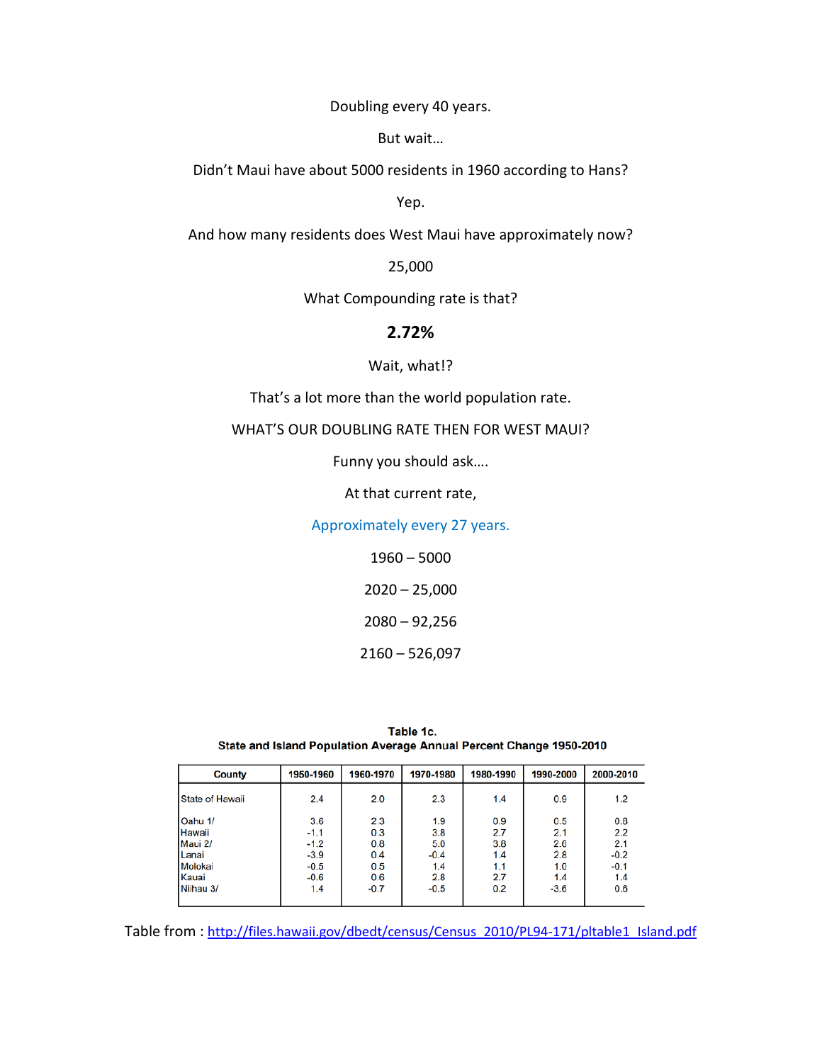Doubling every 40 years.

But wait…

Didn't Maui have about 5000 residents in 1960 according to Hans?

Yep.

And how many residents does West Maui have approximately now?

25,000

What Compounding rate is that?

**2.72%**

Wait, what!?

That's a lot more than the world population rate.

WHAT'S OUR DOUBLING RATE THEN FOR WEST MAUI?

Funny you should ask….

At that current rate,

Approximately every 27 years.

1960 – 5000

2020 – 25,000

2080 – 92,256

2160 – 526,097

**Table 1c.**
**State and Island Population Average Annual Percent Change 1950-2010**

| County | 1950-1960 | 1960-1970 | 1970-1980 | 1980-1990 | 1990-2000 | 2000-2010 |
|---|---|---|---|---|---|---|
| State of Hawaii | 2.4 | 2.0 | 2.3 | 1.4 | 0.9 | 1.2 |
| Oahu 1/ | 3.6 | 2.3 | 1.9 | 0.9 | 0.5 | 0.8 |
| Hawaii | -1.1 | 0.3 | 3.8 | 2.7 | 2.1 | 2.2 |
| Maui 2/ | -1.2 | 0.8 | 5.0 | 3.8 | 2.6 | 2.1 |
| Lanai | -3.9 | 0.4 | -0.4 | 1.4 | 2.8 | -0.2 |
| Molokai | -0.5 | 0.5 | 1.4 | 1.1 | 1.0 | -0.1 |
| Kauai | -0.6 | 0.6 | 2.8 | 2.7 | 1.4 | 1.4 |
| Niihau 3/ | 1.4 | -0.7 | -0.5 | 0.2 | -3.6 | 0.6 |

Table from : http://files.hawaii.gov/dbedt/census/Census_2010/PL94-171/pltable1_Island.pdf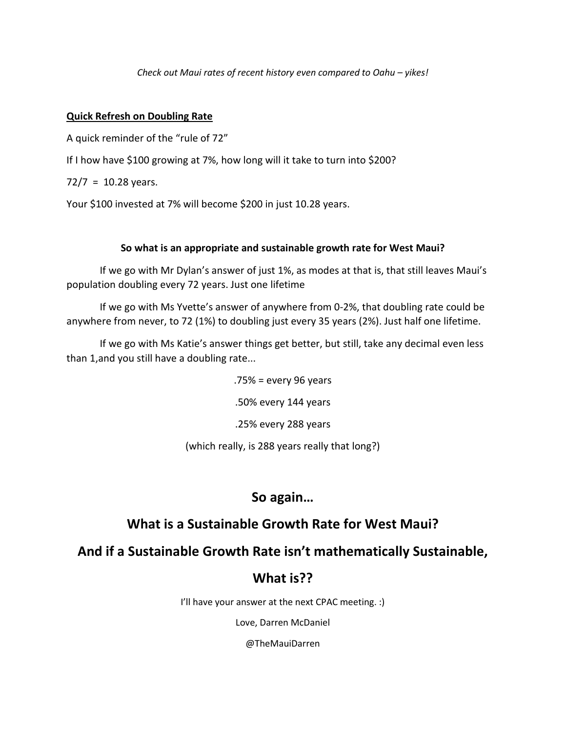*Check out Maui rates of recent history even compared to Oahu – yikes!*

**Quick Refresh on Doubling Rate**

A quick reminder of the "rule of 72"

If I how have $100 growing at 7%, how long will it take to turn into $200?

72/7 = 10.28 years.

Your $100 invested at 7% will become $200 in just 10.28 years.

**So what is an appropriate and sustainable growth rate for West Maui?**

If we go with Mr Dylan's answer of just 1%, as modes at that is, that still leaves Maui's population doubling every 72 years. Just one lifetime

If we go with Ms Yvette's answer of anywhere from 0-2%, that doubling rate could be anywhere from never, to 72 (1%) to doubling just every 35 years (2%). Just half one lifetime.

If we go with Ms Katie's answer things get better, but still, take any decimal even less than 1,and you still have a doubling rate...

.75% = every 96 years

.50% every 144 years

.25% every 288 years

(which really, is 288 years really that long?)

## So again…

## What is a Sustainable Growth Rate for West Maui?

## And if a Sustainable Growth Rate isn't mathematically Sustainable,

## What is??

I'll have your answer at the next CPAC meeting. :)

Love, Darren McDaniel

@TheMauiDarren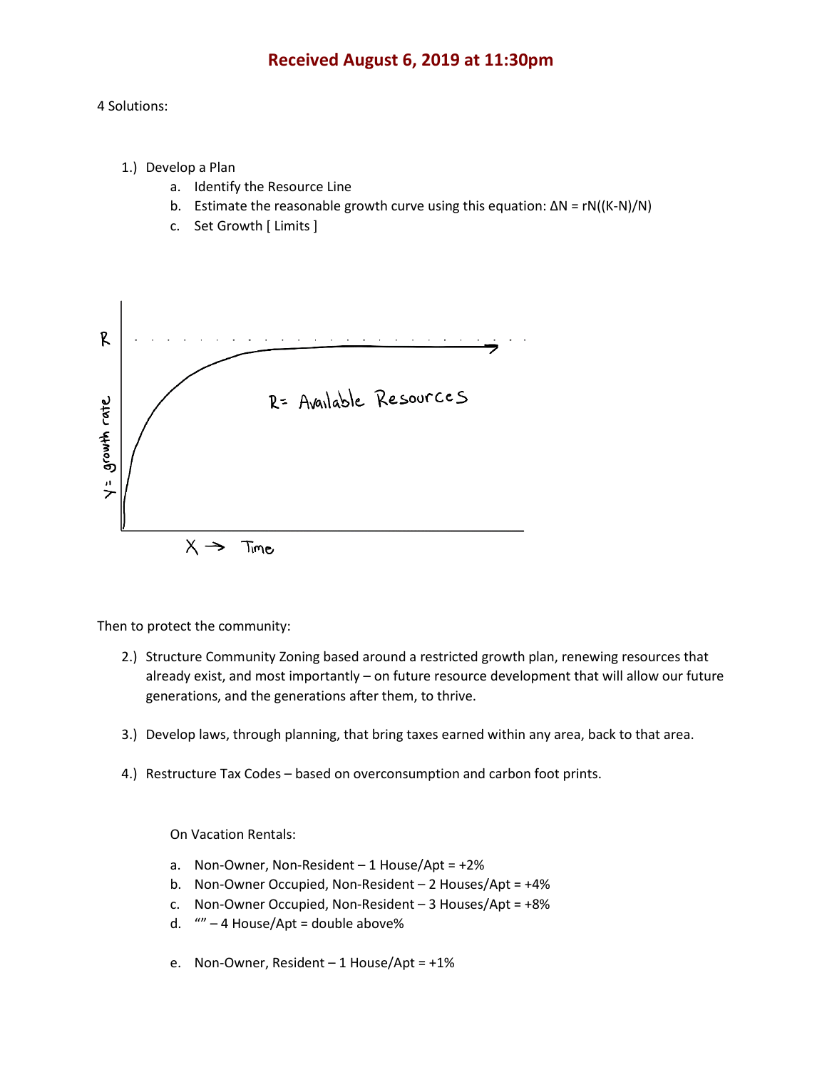**Received August 6, 2019 at 11:30pm**

4 Solutions:

1.) Develop a Plan
   a. Identify the Resource Line
   b. Estimate the reasonable growth curve using this equation: $\Delta N = rN((K-N)/N)$
   c. Set Growth [ Limits ]

R

Y = growth rate

R= Available Resources

X → Time

Then to protect the community:

2.) Structure Community Zoning based around a restricted growth plan, renewing resources that already exist, and most importantly – on future resource development that will allow our future generations, and the generations after them, to thrive.

3.) Develop laws, through planning, that bring taxes earned within any area, back to that area.

4.) Restructure Tax Codes – based on overconsumption and carbon foot prints.

On Vacation Rentals:

a. Non-Owner, Non-Resident – 1 House/Apt = +2%
b. Non-Owner Occupied, Non-Resident – 2 Houses/Apt = +4%
c. Non-Owner Occupied, Non-Resident – 3 Houses/Apt = +8%
d. "" – 4 House/Apt = double above%

e. Non-Owner, Resident – 1 House/Apt = +1%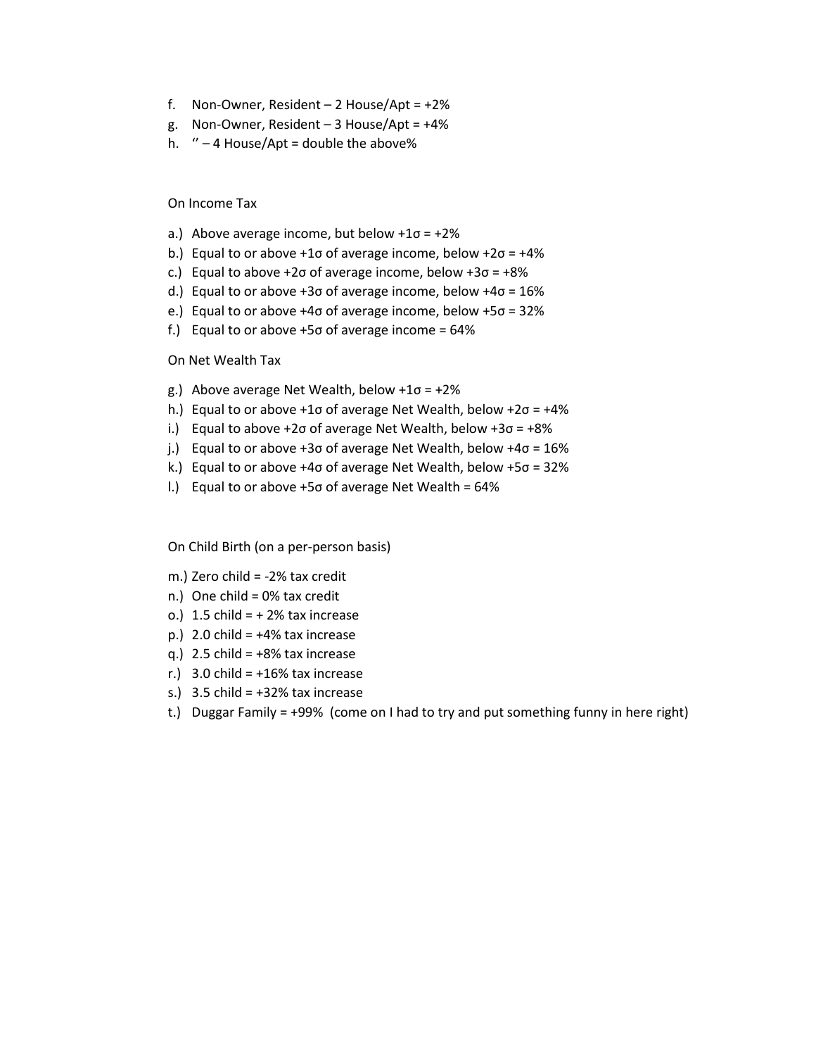f. Non-Owner, Resident – 2 House/Apt = +2%
g. Non-Owner, Resident – 3 House/Apt = +4%
h. '' – 4 House/Apt = double the above%

On Income Tax

a.) Above average income, but below +1σ = +2%
b.) Equal to or above +1σ of average income, below +2σ = +4%
c.) Equal to above +2σ of average income, below +3σ = +8%
d.) Equal to or above +3σ of average income, below +4σ = 16%
e.) Equal to or above +4σ of average income, below +5σ = 32%
f.) Equal to or above +5σ of average income = 64%

On Net Wealth Tax

g.) Above average Net Wealth, below +1σ = +2%
h.) Equal to or above +1σ of average Net Wealth, below +2σ = +4%
i.) Equal to above +2σ of average Net Wealth, below +3σ = +8%
j.) Equal to or above +3σ of average Net Wealth, below +4σ = 16%
k.) Equal to or above +4σ of average Net Wealth, below +5σ = 32%
l.) Equal to or above +5σ of average Net Wealth = 64%

On Child Birth (on a per-person basis)

m.) Zero child = -2% tax credit
n.) One child = 0% tax credit
o.) 1.5 child = + 2% tax increase
p.) 2.0 child = +4% tax increase
q.) 2.5 child = +8% tax increase
r.) 3.0 child = +16% tax increase
s.) 3.5 child = +32% tax increase
t.) Duggar Family = +99% (come on I had to try and put something funny in here right)